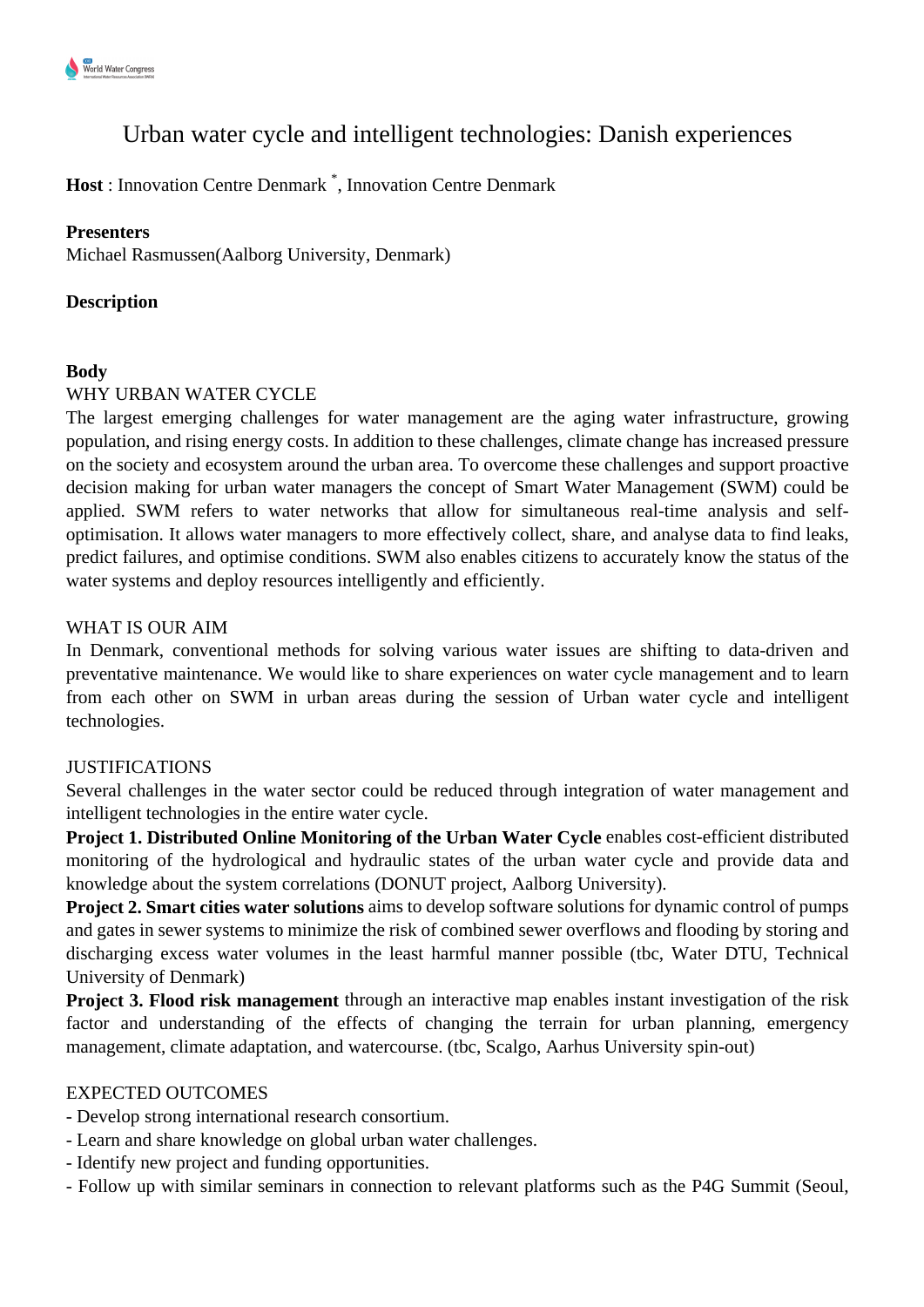# Urban water cycle and intelligent technologies: Danish experiences

**Host** : Innovation Centre Denmark [*], Innovation Centre Denmark

**Presenters**

Michael Rasmussen(Aalborg University, Denmark)

**Description**

**Body**

WHY URBAN WATER CYCLE

The largest emerging challenges for water management are the aging water infrastructure, growing population, and rising energy costs. In addition to these challenges, climate change has increased pressure on the society and ecosystem around the urban area. To overcome these challenges and support proactive decision making for urban water managers the concept of Smart Water Management (SWM) could be applied. SWM refers to water networks that allow for simultaneous real-time analysis and self-optimisation. It allows water managers to more effectively collect, share, and analyse data to find leaks, predict failures, and optimise conditions. SWM also enables citizens to accurately know the status of the water systems and deploy resources intelligently and efficiently.

WHAT IS OUR AIM

In Denmark, conventional methods for solving various water issues are shifting to data-driven and preventative maintenance. We would like to share experiences on water cycle management and to learn from each other on SWM in urban areas during the session of Urban water cycle and intelligent technologies.

JUSTIFICATIONS

Several challenges in the water sector could be reduced through integration of water management and intelligent technologies in the entire water cycle.

**Project 1. Distributed Online Monitoring of the Urban Water Cycle** enables cost-efficient distributed monitoring of the hydrological and hydraulic states of the urban water cycle and provide data and knowledge about the system correlations (DONUT project, Aalborg University).

**Project 2. Smart cities water solutions** aims to develop software solutions for dynamic control of pumps and gates in sewer systems to minimize the risk of combined sewer overflows and flooding by storing and discharging excess water volumes in the least harmful manner possible (tbc, Water DTU, Technical University of Denmark)

**Project 3. Flood risk management** through an interactive map enables instant investigation of the risk factor and understanding of the effects of changing the terrain for urban planning, emergency management, climate adaptation, and watercourse. (tbc, Scalgo, Aarhus University spin-out)

EXPECTED OUTCOMES

- Develop strong international research consortium.
- Learn and share knowledge on global urban water challenges.
- Identify new project and funding opportunities.
- Follow up with similar seminars in connection to relevant platforms such as the P4G Summit (Seoul,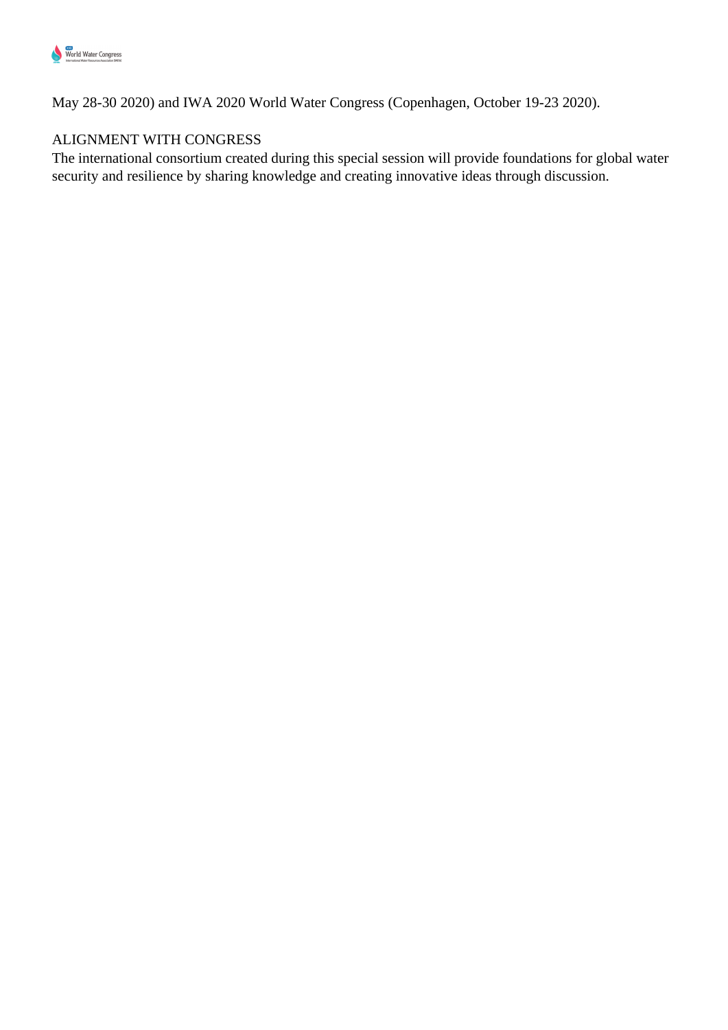May 28-30 2020) and IWA 2020 World Water Congress (Copenhagen, October 19-23 2020).

ALIGNMENT WITH CONGRESS
The international consortium created during this special session will provide foundations for global water security and resilience by sharing knowledge and creating innovative ideas through discussion.